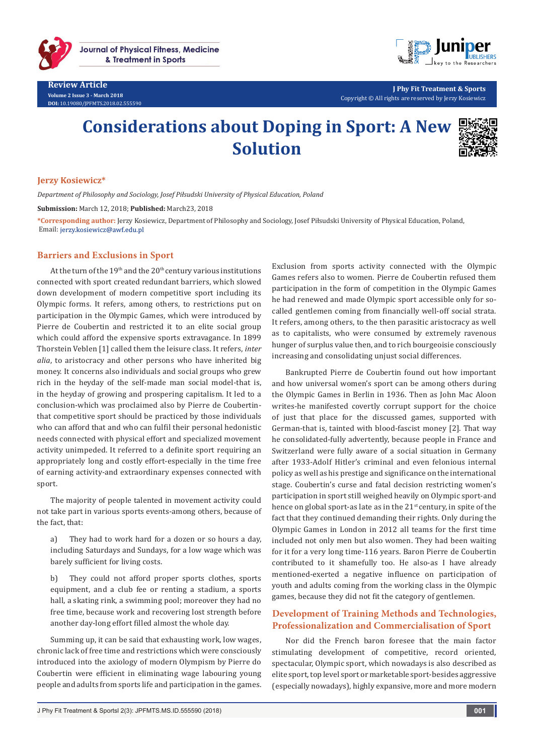**Review Article**

# Considerations about Doping in Sport: A New Solution

**Jerzy Kosiewicz***

*Department of Philosophy and Sociology, Josef Piłsudski University of Physical Education, Poland*

**Submission:** March 12, 2018; **Published:** March23, 2018

***Corresponding author:** Jerzy Kosiewicz, Department of Philosophy and Sociology, Josef Piłsudski University of Physical Education, Poland, Email: jerzy.kosiewicz@awf.edu.pl

## Barriers and Exclusions in Sport

At the turn of the 19th and the 20th century various institutions connected with sport created redundant barriers, which slowed down development of modern competitive sport including its Olympic forms. It refers, among others, to restrictions put on participation in the Olympic Games, which were introduced by Pierre de Coubertin and restricted it to an elite social group which could afford the expensive sports extravagance. In 1899 Thorstein Veblen [1] called them the leisure class. It refers, *inter alia*, to aristocracy and other persons who have inherited big money. It concerns also individuals and social groups who grew rich in the heyday of the self-made man social model-that is, in the heyday of growing and prospering capitalism. It led to a conclusion-which was proclaimed also by Pierre de Coubertin-that competitive sport should be practiced by those individuals who can afford that and who can fulfil their personal hedonistic needs connected with physical effort and specialized movement activity unimpeded. It referred to a definite sport requiring an appropriately long and costly effort-especially in the time free of earning activity-and extraordinary expenses connected with sport.

The majority of people talented in movement activity could not take part in various sports events-among others, because of the fact, that:

a) They had to work hard for a dozen or so hours a day, including Saturdays and Sundays, for a low wage which was barely sufficient for living costs.

b) They could not afford proper sports clothes, sports equipment, and a club fee or renting a stadium, a sports hall, a skating rink, a swimming pool; moreover they had no free time, because work and recovering lost strength before another day-long effort filled almost the whole day.

Summing up, it can be said that exhausting work, low wages, chronic lack of free time and restrictions which were consciously introduced into the axiology of modern Olympism by Pierre do Coubertin were efficient in eliminating wage labouring young people and adults from sports life and participation in the games.

Exclusion from sports activity connected with the Olympic Games refers also to women. Pierre de Coubertin refused them participation in the form of competition in the Olympic Games he had renewed and made Olympic sport accessible only for so-called gentlemen coming from financially well-off social strata. It refers, among others, to the then parasitic aristocracy as well as to capitalists, who were consumed by extremely ravenous hunger of surplus value then, and to rich bourgeoisie consciously increasing and consolidating unjust social differences.

Bankrupted Pierre de Coubertin found out how important and how universal women's sport can be among others during the Olympic Games in Berlin in 1936. Then as John Mac Aloon writes-he manifested covertly corrupt support for the choice of just that place for the discussed games, supported with German-that is, tainted with blood-fascist money [2]. That way he consolidated-fully advertently, because people in France and Switzerland were fully aware of a social situation in Germany after 1933-Adolf Hitler's criminal and even felonious internal policy as well as his prestige and significance on the international stage. Coubertin's curse and fatal decision restricting women's participation in sport still weighed heavily on Olympic sport-and hence on global sport-as late as in the 21st century, in spite of the fact that they continued demanding their rights. Only during the Olympic Games in London in 2012 all teams for the first time included not only men but also women. They had been waiting for it for a very long time-116 years. Baron Pierre de Coubertin contributed to it shamefully too. He also-as I have already mentioned-exerted a negative influence on participation of youth and adults coming from the working class in the Olympic games, because they did not fit the category of gentlemen.

## Development of Training Methods and Technologies, Professionalization and Commercialisation of Sport

Nor did the French baron foresee that the main factor stimulating development of competitive, record oriented, spectacular, Olympic sport, which nowadays is also described as elite sport, top level sport or marketable sport-besides aggressive (especially nowadays), highly expansive, more and more modern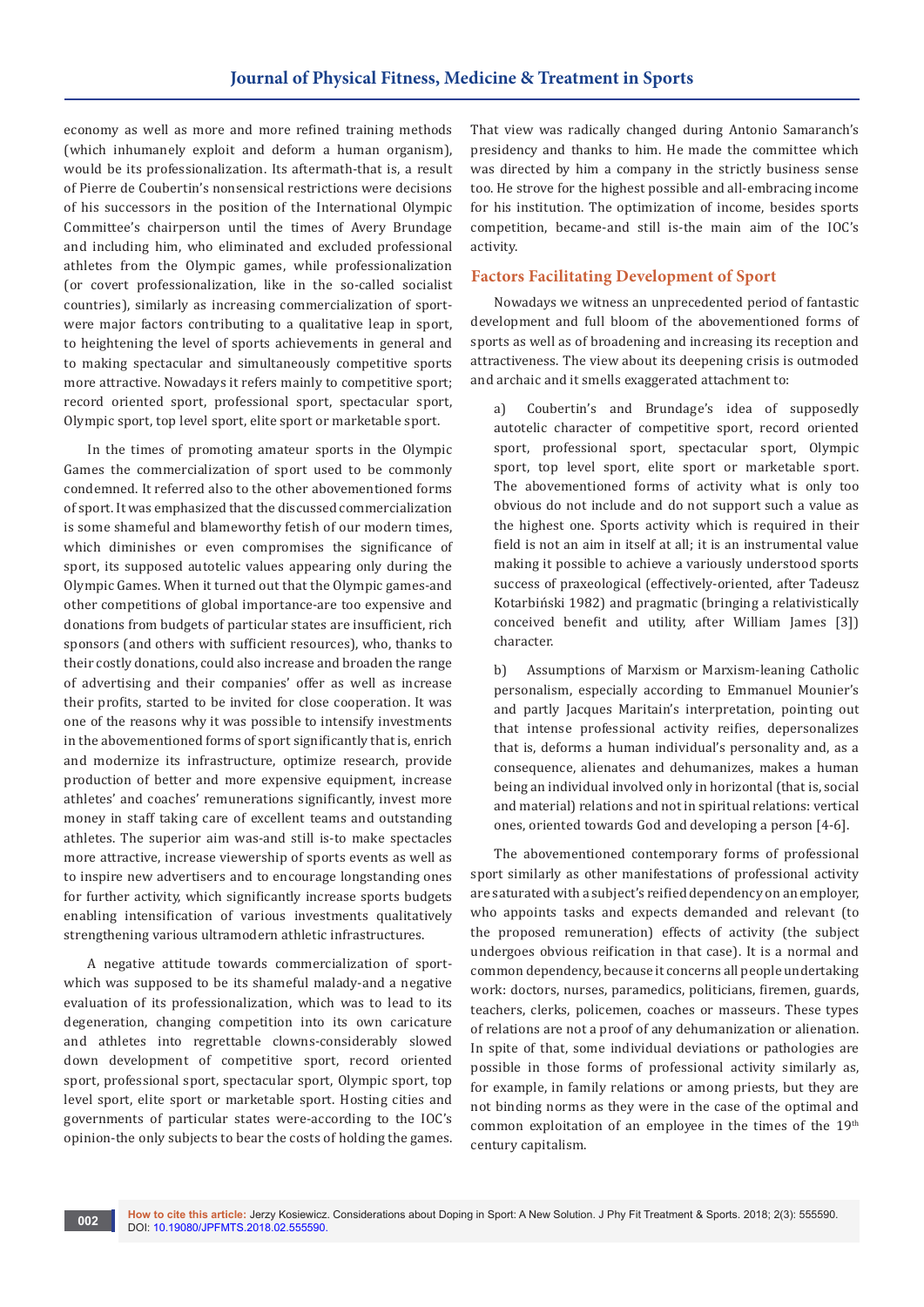economy as well as more and more refined training methods (which inhumanely exploit and deform a human organism), would be its professionalization. Its aftermath-that is, a result of Pierre de Coubertin's nonsensical restrictions were decisions of his successors in the position of the International Olympic Committee's chairperson until the times of Avery Brundage and including him, who eliminated and excluded professional athletes from the Olympic games, while professionalization (or covert professionalization, like in the so-called socialist countries), similarly as increasing commercialization of sport-were major factors contributing to a qualitative leap in sport, to heightening the level of sports achievements in general and to making spectacular and simultaneously competitive sports more attractive. Nowadays it refers mainly to competitive sport; record oriented sport, professional sport, spectacular sport, Olympic sport, top level sport, elite sport or marketable sport.

In the times of promoting amateur sports in the Olympic Games the commercialization of sport used to be commonly condemned. It referred also to the other abovementioned forms of sport. It was emphasized that the discussed commercialization is some shameful and blameworthy fetish of our modern times, which diminishes or even compromises the significance of sport, its supposed autotelic values appearing only during the Olympic Games. When it turned out that the Olympic games-and other competitions of global importance-are too expensive and donations from budgets of particular states are insufficient, rich sponsors (and others with sufficient resources), who, thanks to their costly donations, could also increase and broaden the range of advertising and their companies' offer as well as increase their profits, started to be invited for close cooperation. It was one of the reasons why it was possible to intensify investments in the abovementioned forms of sport significantly that is, enrich and modernize its infrastructure, optimize research, provide production of better and more expensive equipment, increase athletes' and coaches' remunerations significantly, invest more money in staff taking care of excellent teams and outstanding athletes. The superior aim was-and still is-to make spectacles more attractive, increase viewership of sports events as well as to inspire new advertisers and to encourage longstanding ones for further activity, which significantly increase sports budgets enabling intensification of various investments qualitatively strengthening various ultramodern athletic infrastructures.

A negative attitude towards commercialization of sport-which was supposed to be its shameful malady-and a negative evaluation of its professionalization, which was to lead to its degeneration, changing competition into its own caricature and athletes into regrettable clowns-considerably slowed down development of competitive sport, record oriented sport, professional sport, spectacular sport, Olympic sport, top level sport, elite sport or marketable sport. Hosting cities and governments of particular states were-according to the IOC's opinion-the only subjects to bear the costs of holding the games. That view was radically changed during Antonio Samaranch's presidency and thanks to him. He made the committee which was directed by him a company in the strictly business sense too. He strove for the highest possible and all-embracing income for his institution. The optimization of income, besides sports competition, became-and still is-the main aim of the IOC's activity.

## Factors Facilitating Development of Sport

Nowadays we witness an unprecedented period of fantastic development and full bloom of the abovementioned forms of sports as well as of broadening and increasing its reception and attractiveness. The view about its deepening crisis is outmoded and archaic and it smells exaggerated attachment to:

a) Coubertin's and Brundage's idea of supposedly autotelic character of competitive sport, record oriented sport, professional sport, spectacular sport, Olympic sport, top level sport, elite sport or marketable sport. The abovementioned forms of activity what is only too obvious do not include and do not support such a value as the highest one. Sports activity which is required in their field is not an aim in itself at all; it is an instrumental value making it possible to achieve a variously understood sports success of praxeological (effectively-oriented, after Tadeusz Kotarbiński 1982) and pragmatic (bringing a relativistically conceived benefit and utility, after William James [3]) character.

b) Assumptions of Marxism or Marxism-leaning Catholic personalism, especially according to Emmanuel Mounier's and partly Jacques Maritain's interpretation, pointing out that intense professional activity reifies, depersonalizes that is, deforms a human individual's personality and, as a consequence, alienates and dehumanizes, makes a human being an individual involved only in horizontal (that is, social and material) relations and not in spiritual relations: vertical ones, oriented towards God and developing a person [4-6].

The abovementioned contemporary forms of professional sport similarly as other manifestations of professional activity are saturated with a subject's reified dependency on an employer, who appoints tasks and expects demanded and relevant (to the proposed remuneration) effects of activity (the subject undergoes obvious reification in that case). It is a normal and common dependency, because it concerns all people undertaking work: doctors, nurses, paramedics, politicians, firemen, guards, teachers, clerks, policemen, coaches or masseurs. These types of relations are not a proof of any dehumanization or alienation. In spite of that, some individual deviations or pathologies are possible in those forms of professional activity similarly as, for example, in family relations or among priests, but they are not binding norms as they were in the case of the optimal and common exploitation of an employee in the times of the 19th century capitalism.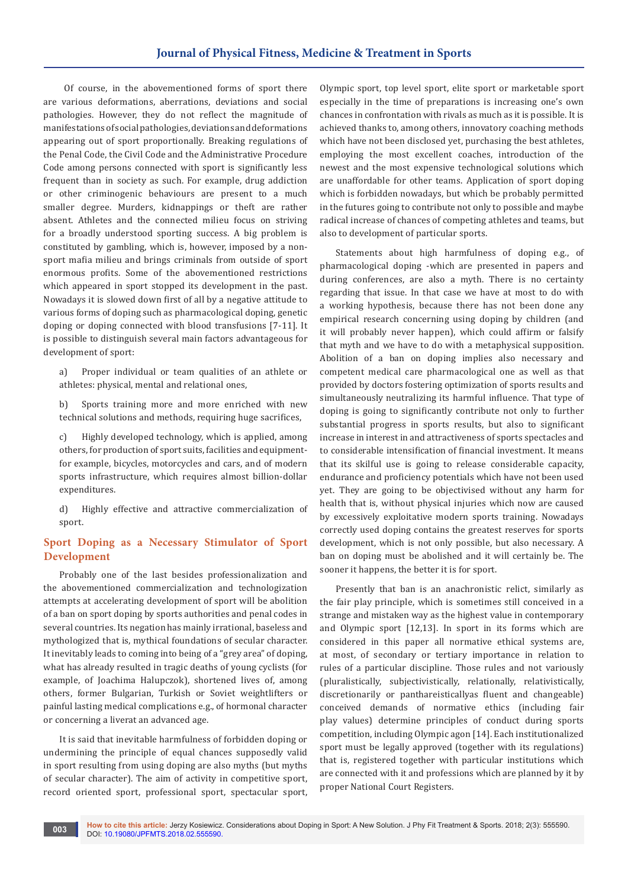Of course, in the abovementioned forms of sport there are various deformations, aberrations, deviations and social pathologies. However, they do not reflect the magnitude of manifestations of social pathologies, deviations and deformations appearing out of sport proportionally. Breaking regulations of the Penal Code, the Civil Code and the Administrative Procedure Code among persons connected with sport is significantly less frequent than in society as such. For example, drug addiction or other criminogenic behaviours are present to a much smaller degree. Murders, kidnappings or theft are rather absent. Athletes and the connected milieu focus on striving for a broadly understood sporting success. A big problem is constituted by gambling, which is, however, imposed by a non-sport mafia milieu and brings criminals from outside of sport enormous profits. Some of the abovementioned restrictions which appeared in sport stopped its development in the past. Nowadays it is slowed down first of all by a negative attitude to various forms of doping such as pharmacological doping, genetic doping or doping connected with blood transfusions [7-11]. It is possible to distinguish several main factors advantageous for development of sport:

a) Proper individual or team qualities of an athlete or athletes: physical, mental and relational ones,

b) Sports training more and more enriched with new technical solutions and methods, requiring huge sacrifices,

c) Highly developed technology, which is applied, among others, for production of sport suits, facilities and equipment-for example, bicycles, motorcycles and cars, and of modern sports infrastructure, which requires almost billion-dollar expenditures.

d) Highly effective and attractive commercialization of sport.

## Sport Doping as a Necessary Stimulator of Sport Development

Probably one of the last besides professionalization and the abovementioned commercialization and technologization attempts at accelerating development of sport will be abolition of a ban on sport doping by sports authorities and penal codes in several countries. Its negation has mainly irrational, baseless and mythologized that is, mythical foundations of secular character. It inevitably leads to coming into being of a "grey area" of doping, what has already resulted in tragic deaths of young cyclists (for example, of Joachima Halupczok), shortened lives of, among others, former Bulgarian, Turkish or Soviet weightlifters or painful lasting medical complications e.g., of hormonal character or concerning a liverat an advanced age.

It is said that inevitable harmfulness of forbidden doping or undermining the principle of equal chances supposedly valid in sport resulting from using doping are also myths (but myths of secular character). The aim of activity in competitive sport, record oriented sport, professional sport, spectacular sport, Olympic sport, top level sport, elite sport or marketable sport especially in the time of preparations is increasing one's own chances in confrontation with rivals as much as it is possible. It is achieved thanks to, among others, innovatory coaching methods which have not been disclosed yet, purchasing the best athletes, employing the most excellent coaches, introduction of the newest and the most expensive technological solutions which are unaffordable for other teams. Application of sport doping which is forbidden nowadays, but which be probably permitted in the futures going to contribute not only to possible and maybe radical increase of chances of competing athletes and teams, but also to development of particular sports.

Statements about high harmfulness of doping e.g., of pharmacological doping -which are presented in papers and during conferences, are also a myth. There is no certainty regarding that issue. In that case we have at most to do with a working hypothesis, because there has not been done any empirical research concerning using doping by children (and it will probably never happen), which could affirm or falsify that myth and we have to do with a metaphysical supposition. Abolition of a ban on doping implies also necessary and competent medical care pharmacological one as well as that provided by doctors fostering optimization of sports results and simultaneously neutralizing its harmful influence. That type of doping is going to significantly contribute not only to further substantial progress in sports results, but also to significant increase in interest in and attractiveness of sports spectacles and to considerable intensification of financial investment. It means that its skilful use is going to release considerable capacity, endurance and proficiency potentials which have not been used yet. They are going to be objectivised without any harm for health that is, without physical injuries which now are caused by excessively exploitative modern sports training. Nowadays correctly used doping contains the greatest reserves for sports development, which is not only possible, but also necessary. A ban on doping must be abolished and it will certainly be. The sooner it happens, the better it is for sport.

Presently that ban is an anachronistic relict, similarly as the fair play principle, which is sometimes still conceived in a strange and mistaken way as the highest value in contemporary and Olympic sport [12,13]. In sport in its forms which are considered in this paper all normative ethical systems are, at most, of secondary or tertiary importance in relation to rules of a particular discipline. Those rules and not variously (pluralistically, subjectivistically, relationally, relativistically, discretionarily or panthareisticallyas fluent and changeable) conceived demands of normative ethics (including fair play values) determine principles of conduct during sports competition, including Olympic agon [14]. Each institutionalized sport must be legally approved (together with its regulations) that is, registered together with particular institutions which are connected with it and professions which are planned by it by proper National Court Registers.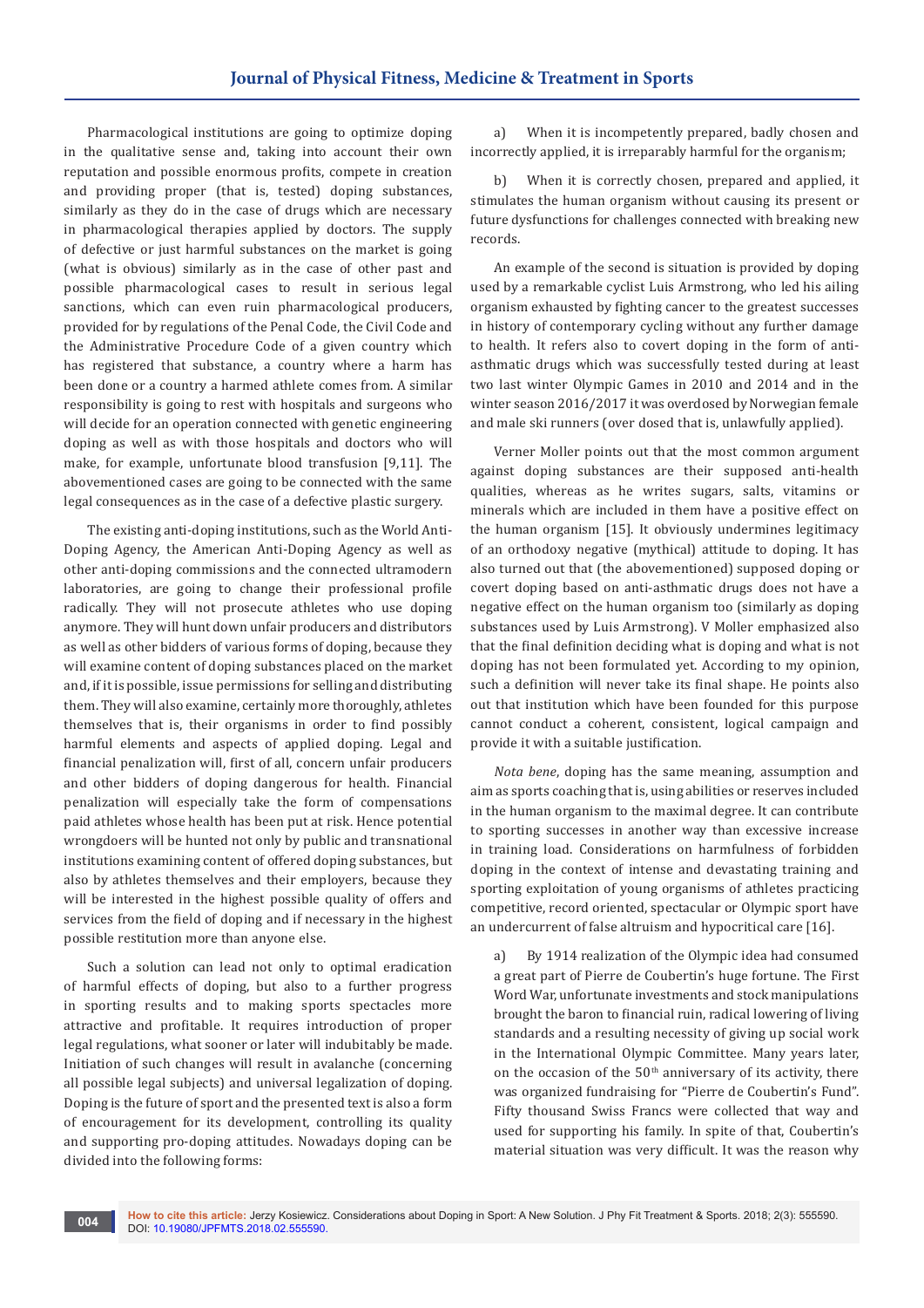Pharmacological institutions are going to optimize doping in the qualitative sense and, taking into account their own reputation and possible enormous profits, compete in creation and providing proper (that is, tested) doping substances, similarly as they do in the case of drugs which are necessary in pharmacological therapies applied by doctors. The supply of defective or just harmful substances on the market is going (what is obvious) similarly as in the case of other past and possible pharmacological cases to result in serious legal sanctions, which can even ruin pharmacological producers, provided for by regulations of the Penal Code, the Civil Code and the Administrative Procedure Code of a given country which has registered that substance, a country where a harm has been done or a country a harmed athlete comes from. A similar responsibility is going to rest with hospitals and surgeons who will decide for an operation connected with genetic engineering doping as well as with those hospitals and doctors who will make, for example, unfortunate blood transfusion [9,11]. The abovementioned cases are going to be connected with the same legal consequences as in the case of a defective plastic surgery.

The existing anti-doping institutions, such as the World Anti-Doping Agency, the American Anti-Doping Agency as well as other anti-doping commissions and the connected ultramodern laboratories, are going to change their professional profile radically. They will not prosecute athletes who use doping anymore. They will hunt down unfair producers and distributors as well as other bidders of various forms of doping, because they will examine content of doping substances placed on the market and, if it is possible, issue permissions for selling and distributing them. They will also examine, certainly more thoroughly, athletes themselves that is, their organisms in order to find possibly harmful elements and aspects of applied doping. Legal and financial penalization will, first of all, concern unfair producers and other bidders of doping dangerous for health. Financial penalization will especially take the form of compensations paid athletes whose health has been put at risk. Hence potential wrongdoers will be hunted not only by public and transnational institutions examining content of offered doping substances, but also by athletes themselves and their employers, because they will be interested in the highest possible quality of offers and services from the field of doping and if necessary in the highest possible restitution more than anyone else.

Such a solution can lead not only to optimal eradication of harmful effects of doping, but also to a further progress in sporting results and to making sports spectacles more attractive and profitable. It requires introduction of proper legal regulations, what sooner or later will indubitably be made. Initiation of such changes will result in avalanche (concerning all possible legal subjects) and universal legalization of doping. Doping is the future of sport and the presented text is also a form of encouragement for its development, controlling its quality and supporting pro-doping attitudes. Nowadays doping can be divided into the following forms:

a) When it is incompetently prepared, badly chosen and incorrectly applied, it is irreparably harmful for the organism;

b) When it is correctly chosen, prepared and applied, it stimulates the human organism without causing its present or future dysfunctions for challenges connected with breaking new records.

An example of the second is situation is provided by doping used by a remarkable cyclist Luis Armstrong, who led his ailing organism exhausted by fighting cancer to the greatest successes in history of contemporary cycling without any further damage to health. It refers also to covert doping in the form of anti-asthmatic drugs which was successfully tested during at least two last winter Olympic Games in 2010 and 2014 and in the winter season 2016/2017 it was overdosed by Norwegian female and male ski runners (over dosed that is, unlawfully applied).

Verner Moller points out that the most common argument against doping substances are their supposed anti-health qualities, whereas as he writes sugars, salts, vitamins or minerals which are included in them have a positive effect on the human organism [15]. It obviously undermines legitimacy of an orthodoxy negative (mythical) attitude to doping. It has also turned out that (the abovementioned) supposed doping or covert doping based on anti-asthmatic drugs does not have a negative effect on the human organism too (similarly as doping substances used by Luis Armstrong). V Moller emphasized also that the final definition deciding what is doping and what is not doping has not been formulated yet. According to my opinion, such a definition will never take its final shape. He points also out that institution which have been founded for this purpose cannot conduct a coherent, consistent, logical campaign and provide it with a suitable justification.

*Nota bene*, doping has the same meaning, assumption and aim as sports coaching that is, using abilities or reserves included in the human organism to the maximal degree. It can contribute to sporting successes in another way than excessive increase in training load. Considerations on harmfulness of forbidden doping in the context of intense and devastating training and sporting exploitation of young organisms of athletes practicing competitive, record oriented, spectacular or Olympic sport have an undercurrent of false altruism and hypocritical care [16].

a) By 1914 realization of the Olympic idea had consumed a great part of Pierre de Coubertin's huge fortune. The First Word War, unfortunate investments and stock manipulations brought the baron to financial ruin, radical lowering of living standards and a resulting necessity of giving up social work in the International Olympic Committee. Many years later, on the occasion of the 50th anniversary of its activity, there was organized fundraising for "Pierre de Coubertin's Fund". Fifty thousand Swiss Francs were collected that way and used for supporting his family. In spite of that, Coubertin's material situation was very difficult. It was the reason why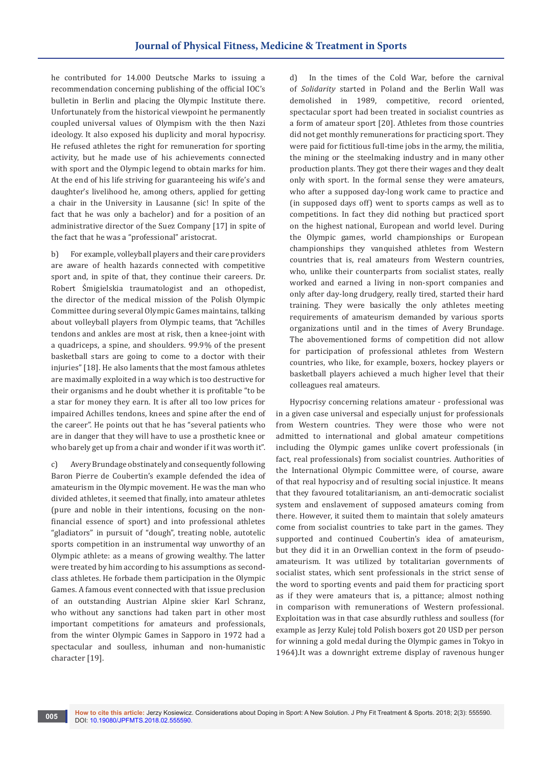he contributed for 14.000 Deutsche Marks to issuing a recommendation concerning publishing of the official IOC's bulletin in Berlin and placing the Olympic Institute there. Unfortunately from the historical viewpoint he permanently coupled universal values of Olympism with the then Nazi ideology. It also exposed his duplicity and moral hypocrisy. He refused athletes the right for remuneration for sporting activity, but he made use of his achievements connected with sport and the Olympic legend to obtain marks for him. At the end of his life striving for guaranteeing his wife's and daughter's livelihood he, among others, applied for getting a chair in the University in Lausanne (sic! In spite of the fact that he was only a bachelor) and for a position of an administrative director of the Suez Company [17] in spite of the fact that he was a "professional" aristocrat.

b) For example, volleyball players and their care providers are aware of health hazards connected with competitive sport and, in spite of that, they continue their careers. Dr. Robert Śmigielskia traumatologist and an othopedist, the director of the medical mission of the Polish Olympic Committee during several Olympic Games maintains, talking about volleyball players from Olympic teams, that "Achilles tendons and ankles are most at risk, then a knee-joint with a quadriceps, a spine, and shoulders. 99.9% of the present basketball stars are going to come to a doctor with their injuries" [18]. He also laments that the most famous athletes are maximally exploited in a way which is too destructive for their organisms and he doubt whether it is profitable "to be a star for money they earn. It is after all too low prices for impaired Achilles tendons, knees and spine after the end of the career". He points out that he has "several patients who are in danger that they will have to use a prosthetic knee or who barely get up from a chair and wonder if it was worth it".

c) Avery Brundage obstinately and consequently following Baron Pierre de Coubertin's example defended the idea of amateurism in the Olympic movement. He was the man who divided athletes, it seemed that finally, into amateur athletes (pure and noble in their intentions, focusing on the non-financial essence of sport) and into professional athletes "gladiators" in pursuit of "dough", treating noble, autotelic sports competition in an instrumental way unworthy of an Olympic athlete: as a means of growing wealthy. The latter were treated by him according to his assumptions as second-class athletes. He forbade them participation in the Olympic Games. A famous event connected with that issue preclusion of an outstanding Austrian Alpine skier Karl Schranz, who without any sanctions had taken part in other most important competitions for amateurs and professionals, from the winter Olympic Games in Sapporo in 1972 had a spectacular and soulless, inhuman and non-humanistic character [19].

d) In the times of the Cold War, before the carnival of *Solidarity* started in Poland and the Berlin Wall was demolished in 1989, competitive, record oriented, spectacular sport had been treated in socialist countries as a form of amateur sport [20]. Athletes from those countries did not get monthly remunerations for practicing sport. They were paid for fictitious full-time jobs in the army, the militia, the mining or the steelmaking industry and in many other production plants. They got there their wages and they dealt only with sport. In the formal sense they were amateurs, who after a supposed day-long work came to practice and (in supposed days off) went to sports camps as well as to competitions. In fact they did nothing but practiced sport on the highest national, European and world level. During the Olympic games, world championships or European championships they vanquished athletes from Western countries that is, real amateurs from Western countries, who, unlike their counterparts from socialist states, really worked and earned a living in non-sport companies and only after day-long drudgery, really tired, started their hard training. They were basically the only athletes meeting requirements of amateurism demanded by various sports organizations until and in the times of Avery Brundage. The abovementioned forms of competition did not allow for participation of professional athletes from Western countries, who like, for example, boxers, hockey players or basketball players achieved a much higher level that their colleagues real amateurs.

Hypocrisy concerning relations amateur - professional was in a given case universal and especially unjust for professionals from Western countries. They were those who were not admitted to international and global amateur competitions including the Olympic games unlike covert professionals (in fact, real professionals) from socialist countries. Authorities of the International Olympic Committee were, of course, aware of that real hypocrisy and of resulting social injustice. It means that they favoured totalitarianism, an anti-democratic socialist system and enslavement of supposed amateurs coming from there. However, it suited them to maintain that solely amateurs come from socialist countries to take part in the games. They supported and continued Coubertin's idea of amateurism, but they did it in an Orwellian context in the form of pseudo-amateurism. It was utilized by totalitarian governments of socialist states, which sent professionals in the strict sense of the word to sporting events and paid them for practicing sport as if they were amateurs that is, a pittance; almost nothing in comparison with remunerations of Western professional. Exploitation was in that case absurdly ruthless and soulless (for example as Jerzy Kulej told Polish boxers got 20 USD per person for winning a gold medal during the Olympic games in Tokyo in 1964).It was a downright extreme display of ravenous hunger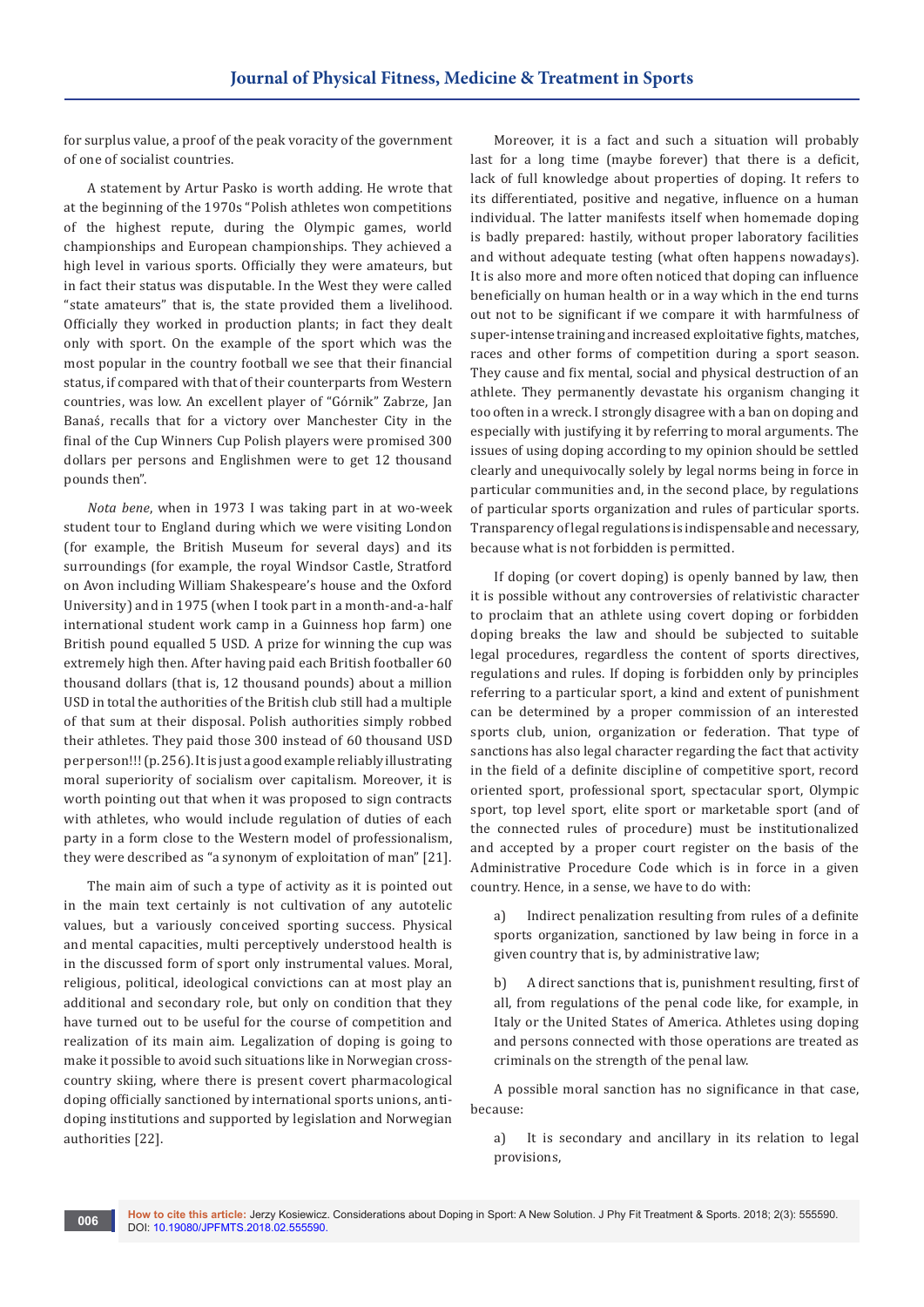for surplus value, a proof of the peak voracity of the government of one of socialist countries.

A statement by Artur Pasko is worth adding. He wrote that at the beginning of the 1970s "Polish athletes won competitions of the highest repute, during the Olympic games, world championships and European championships. They achieved a high level in various sports. Officially they were amateurs, but in fact their status was disputable. In the West they were called "state amateurs" that is, the state provided them a livelihood. Officially they worked in production plants; in fact they dealt only with sport. On the example of the sport which was the most popular in the country football we see that their financial status, if compared with that of their counterparts from Western countries, was low. An excellent player of "Górnik" Zabrze, Jan Banaś, recalls that for a victory over Manchester City in the final of the Cup Winners Cup Polish players were promised 300 dollars per persons and Englishmen were to get 12 thousand pounds then".

*Nota bene*, when in 1973 I was taking part in at wo-week student tour to England during which we were visiting London (for example, the British Museum for several days) and its surroundings (for example, the royal Windsor Castle, Stratford on Avon including William Shakespeare's house and the Oxford University) and in 1975 (when I took part in a month-and-a-half international student work camp in a Guinness hop farm) one British pound equalled 5 USD. A prize for winning the cup was extremely high then. After having paid each British footballer 60 thousand dollars (that is, 12 thousand pounds) about a million USD in total the authorities of the British club still had a multiple of that sum at their disposal. Polish authorities simply robbed their athletes. They paid those 300 instead of 60 thousand USD per person!!! (p. 256). It is just a good example reliably illustrating moral superiority of socialism over capitalism. Moreover, it is worth pointing out that when it was proposed to sign contracts with athletes, who would include regulation of duties of each party in a form close to the Western model of professionalism, they were described as "a synonym of exploitation of man" [21].

The main aim of such a type of activity as it is pointed out in the main text certainly is not cultivation of any autotelic values, but a variously conceived sporting success. Physical and mental capacities, multi perceptively understood health is in the discussed form of sport only instrumental values. Moral, religious, political, ideological convictions can at most play an additional and secondary role, but only on condition that they have turned out to be useful for the course of competition and realization of its main aim. Legalization of doping is going to make it possible to avoid such situations like in Norwegian cross-country skiing, where there is present covert pharmacological doping officially sanctioned by international sports unions, anti-doping institutions and supported by legislation and Norwegian authorities [22].

Moreover, it is a fact and such a situation will probably last for a long time (maybe forever) that there is a deficit, lack of full knowledge about properties of doping. It refers to its differentiated, positive and negative, influence on a human individual. The latter manifests itself when homemade doping is badly prepared: hastily, without proper laboratory facilities and without adequate testing (what often happens nowadays). It is also more and more often noticed that doping can influence beneficially on human health or in a way which in the end turns out not to be significant if we compare it with harmfulness of super-intense training and increased exploitative fights, matches, races and other forms of competition during a sport season. They cause and fix mental, social and physical destruction of an athlete. They permanently devastate his organism changing it too often in a wreck. I strongly disagree with a ban on doping and especially with justifying it by referring to moral arguments. The issues of using doping according to my opinion should be settled clearly and unequivocally solely by legal norms being in force in particular communities and, in the second place, by regulations of particular sports organization and rules of particular sports. Transparency of legal regulations is indispensable and necessary, because what is not forbidden is permitted.

If doping (or covert doping) is openly banned by law, then it is possible without any controversies of relativistic character to proclaim that an athlete using covert doping or forbidden doping breaks the law and should be subjected to suitable legal procedures, regardless the content of sports directives, regulations and rules. If doping is forbidden only by principles referring to a particular sport, a kind and extent of punishment can be determined by a proper commission of an interested sports club, union, organization or federation. That type of sanctions has also legal character regarding the fact that activity in the field of a definite discipline of competitive sport, record oriented sport, professional sport, spectacular sport, Olympic sport, top level sport, elite sport or marketable sport (and of the connected rules of procedure) must be institutionalized and accepted by a proper court register on the basis of the Administrative Procedure Code which is in force in a given country. Hence, in a sense, we have to do with:

a) Indirect penalization resulting from rules of a definite sports organization, sanctioned by law being in force in a given country that is, by administrative law;

b) A direct sanctions that is, punishment resulting, first of all, from regulations of the penal code like, for example, in Italy or the United States of America. Athletes using doping and persons connected with those operations are treated as criminals on the strength of the penal law.

A possible moral sanction has no significance in that case, because:

a) It is secondary and ancillary in its relation to legal provisions,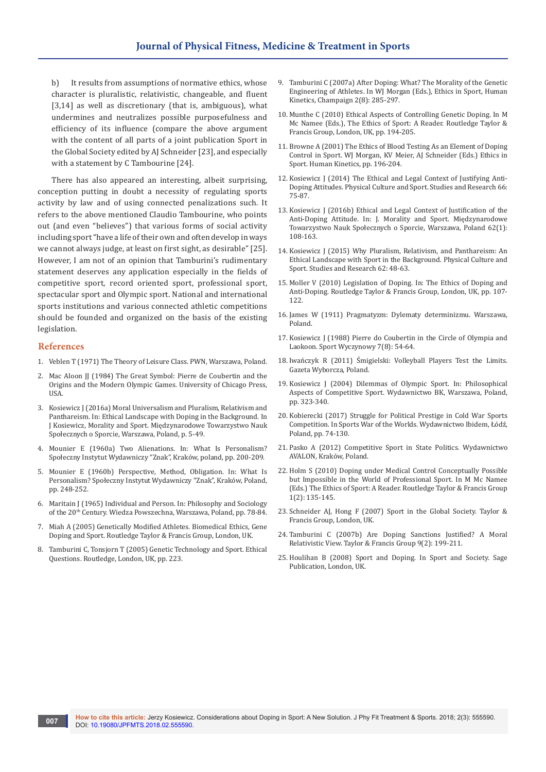b) It results from assumptions of normative ethics, whose character is pluralistic, relativistic, changeable, and fluent [3,14] as well as discretionary (that is, ambiguous), what undermines and neutralizes possible purposefulness and efficiency of its influence (compare the above argument with the content of all parts of a joint publication Sport in the Global Society edited by AJ Schneider [23], and especially with a statement by C Tambourine [24].

There has also appeared an interesting, albeit surprising, conception putting in doubt a necessity of regulating sports activity by law and of using connected penalizations such. It refers to the above mentioned Claudio Tambourine, who points out (and even "believes") that various forms of social activity including sport "have a life of their own and often develop in ways we cannot always judge, at least on first sight, as desirable" [25]. However, I am not of an opinion that Tamburini's rudimentary statement deserves any application especially in the fields of competitive sport, record oriented sport, professional sport, spectacular sport and Olympic sport. National and international sports institutions and various connected athletic competitions should be founded and organized on the basis of the existing legislation.

## References

1. Veblen T (1971) The Theory of Leisure Class. PWN, Warszawa, Poland.
2. Mac Aloon JJ (1984) The Great Symbol: Pierre de Coubertin and the Origins and the Modern Olympic Games. University of Chicago Press, USA.
3. Kosiewicz J (2016a) Moral Universalism and Pluralism, Relativism and Panthareism. In: Ethical Landscape with Doping in the Background. In J Kosiewicz, Morality and Sport. Międzynarodowe Towarzystwo Nauk Społecznych o Sporcie, Warszawa, Poland, p. 5-49.
4. Mounier E (1960a) Two Alienations. In: What Is Personalism? Społeczny Instytut Wydawniczy "Znak", Kraków, poland, pp. 200-209.
5. Mounier E (1960b) Perspective, Method, Obligation. In: What Is Personalism? Społeczny Instytut Wydawniczy "Znak", Kraków, Poland, pp. 248-252.
6. Maritain J (1965) Individual and Person. In: Philosophy and Sociology of the 20th Century. Wiedza Powszechna, Warszawa, Poland, pp. 78-84.
7. Miah A (2005) Genetically Modified Athletes. Biomedical Ethics, Gene Doping and Sport. Routledge Taylor & Francis Group, London, UK.
8. Tamburini C, Tonsjorn T (2005) Genetic Technology and Sport. Ethical Questions. Routledge, London, UK, pp. 223.
9. Tamburini C (2007a) After Doping: What? The Morality of the Genetic Engineering of Athletes. In WJ Morgan (Eds.), Ethics in Sport, Human Kinetics, Champaign 2(8): 285-297.
10. Munthe C (2010) Ethical Aspects of Controlling Genetic Doping. In M Mc Namee (Eds.), The Ethics of Sport: A Reader. Routledge Taylor & Francis Group, London, UK, pp. 194-205.
11. Browne A (2001) The Ethics of Blood Testing As an Element of Doping Control in Sport. WJ Morgan, KV Meier, AJ Schneider (Eds.) Ethics in Sport. Human Kinetics, pp. 196-204.
12. Kosiewicz J (2014) The Ethical and Legal Context of Justifying Anti-Doping Attitudes. Physical Culture and Sport. Studies and Research 66: 75-87.
13. Kosiewicz J (2016b) Ethical and Legal Context of Justification of the Anti-Doping Attitude. In: J. Morality and Sport. Międzynarodowe Towarzystwo Nauk Społecznych o Sporcie, Warszawa, Poland 62(1): 108-163.
14. Kosiewicz J (2015) Why Pluralism, Relativism, and Panthareism: An Ethical Landscape with Sport in the Background. Physical Culture and Sport. Studies and Research 62: 48-63.
15. Moller V (2010) Legislation of Doping. In: The Ethics of Doping and Anti-Doping. Routledge Taylor & Francis Group, London, UK, pp. 107-122.
16. James W (1911) Pragmatyzm: Dylematy determinizmu. Warszawa, Poland.
17. Kosiewicz J (1988) Pierre do Coubertin in the Circle of Olympia and Laokoon. Sport Wyczynowy 7(8): 54-64.
18. Iwańczyk R (2011) Śmigielski: Volleyball Players Test the Limits. Gazeta Wyborcza, Poland.
19. Kosiewicz J (2004) Dilemmas of Olympic Sport. In: Philosophical Aspects of Competitive Sport. Wydawnictwo BK, Warszawa, Poland, pp. 323-340.
20. Kobierecki (2017) Struggle for Political Prestige in Cold War Sports Competition. In Sports War of the Worlds. Wydawnictwo Ibidem, Łódź, Poland, pp. 74-130.
21. Pasko A (2012) Competitive Sport in State Politics. Wydawnictwo AVALON, Kraków, Poland.
22. Holm S (2010) Doping under Medical Control Conceptually Possible but Impossible in the World of Professional Sport. In M Mc Namee (Eds.) The Ethics of Sport: A Reader. Routledge Taylor & Francis Group 1(2): 135-145.
23. Schneider AJ, Hong F (2007) Sport in the Global Society. Taylor & Francis Group, London, UK.
24. Tamburini C (2007b) Are Doping Sanctions Justified? A Moral Relativistic View. Taylor & Francis Group 9(2): 199-211.
25. Houlihan B (2008) Sport and Doping. In Sport and Society. Sage Publication, London, UK.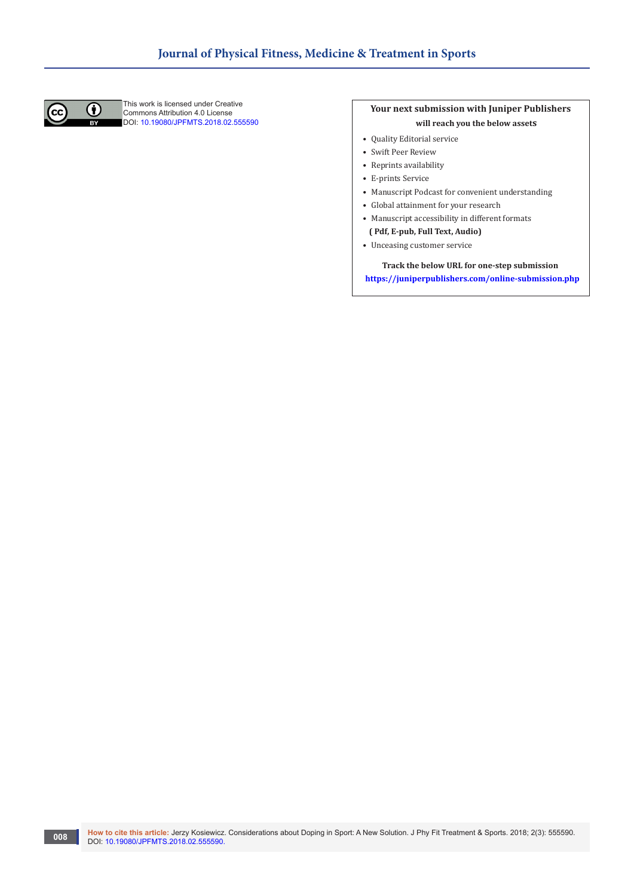This work is licensed under Creative Commons Attribution 4.0 License
DOI: 10.19080/JPFMTS.2018.02.555590

**Your next submission with Juniper Publishers**
**will reach you the below assets**

- Quality Editorial service
- Swift Peer Review
- Reprints availability
- E-prints Service
- Manuscript Podcast for convenient understanding
- Global attainment for your research
- Manuscript accessibility in different formats
  **( Pdf, E-pub, Full Text, Audio)**
- Unceasing customer service

**Track the below URL for one-step submission**
**https://juniperpublishers.com/online-submission.php**

**How to cite this article:** Jerzy Kosiewicz. Considerations about Doping in Sport: A New Solution. J Phy Fit Treatment & Sports. 2018; 2(3): 555590. DOI: 10.19080/JPFMTS.2018.02.555590.